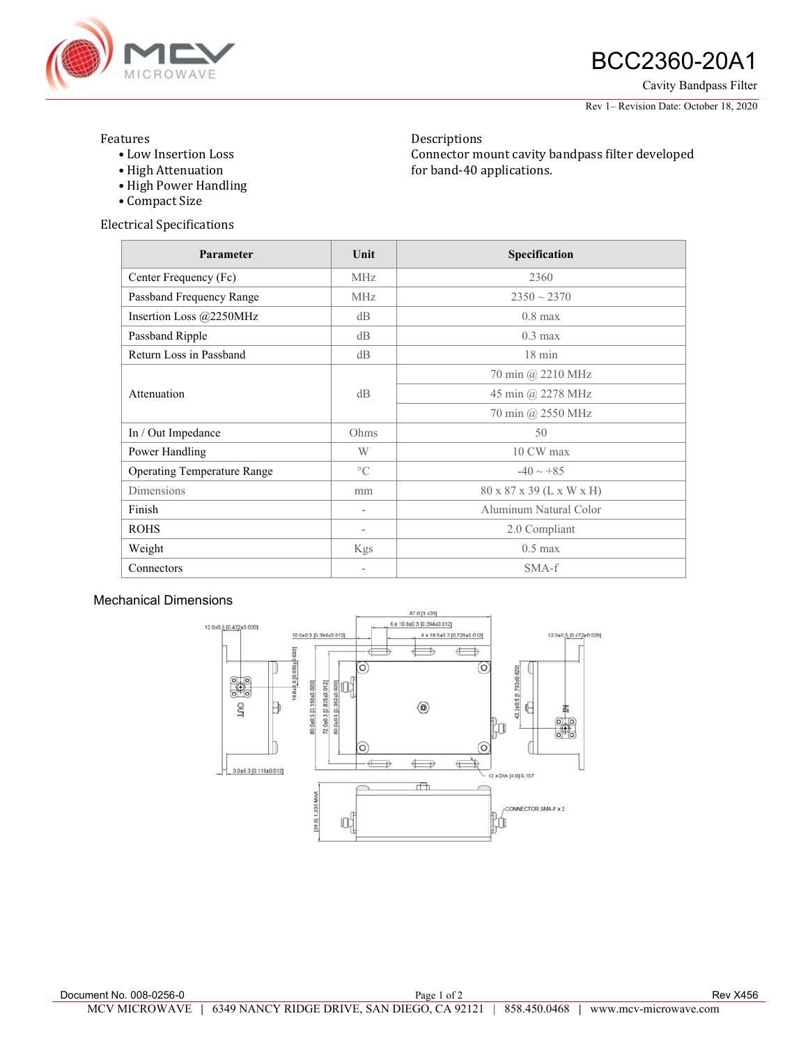# BCC2360-20A1

Cavity Bandpass Filter

Rev 1– Revision Date: October 18, 2020

Features

- Low Insertion Loss
- High Attenuation
- High Power Handling
- Compact Size

Descriptions

Connector mount cavity bandpass filter developed for band-40 applications.

Electrical Specifications

| Parameter | Unit | Specification |
|---|---|---|
| Center Frequency (Fc) | MHz | 2360 |
| Passband Frequency Range | MHz | 2350 ~ 2370 |
| Insertion Loss @2250MHz | dB | 0.8 max |
| Passband Ripple | dB | 0.3 max |
| Return Loss in Passband | dB | 18 min |
| Attenuation | dB | 70 min @ 2210 MHz |
| | | 45 min @ 2278 MHz |
| | | 70 min @ 2550 MHz |
| In / Out Impedance | Ohms | 50 |
| Power Handling | W | 10 CW max |
| Operating Temperature Range | °C | -40 ~ +85 |
| Dimensions | mm | 80 x 87 x 39 (L x W x H) |
| Finish | - | Aluminum Natural Color |
| ROHS | - | 2.0 Compliant |
| Weight | Kgs | 0.5 max |
| Connectors | - | SMA-f |

Mechanical Dimensions

Document No. 008-0256-0

Rev X456

MCV MICROWAVE | 6349 NANCY RIDGE DRIVE, SAN DIEGO, CA 92121 | 858.450.0468 | www.mcv-microwave.com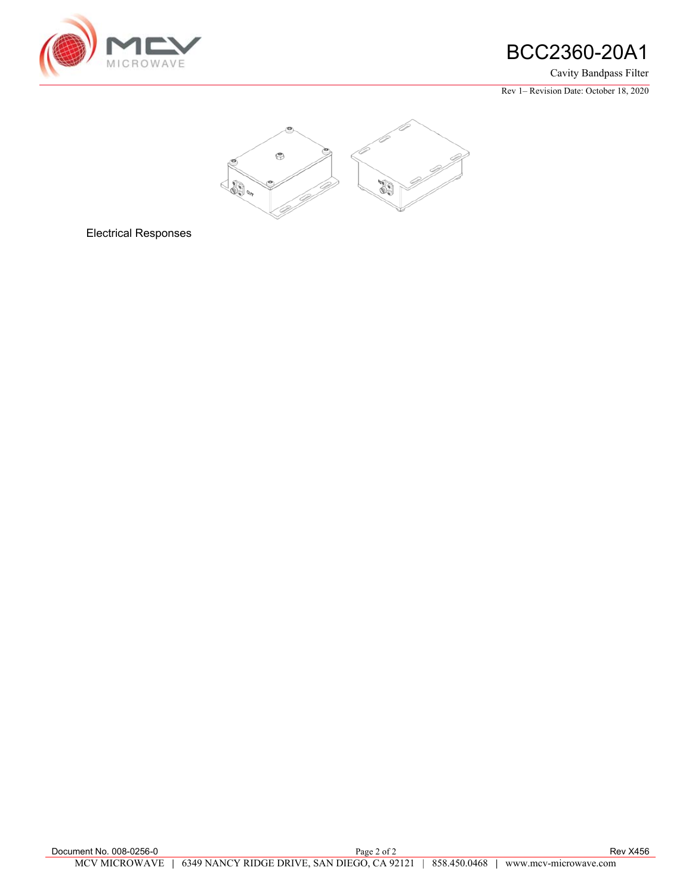Electrical Responses